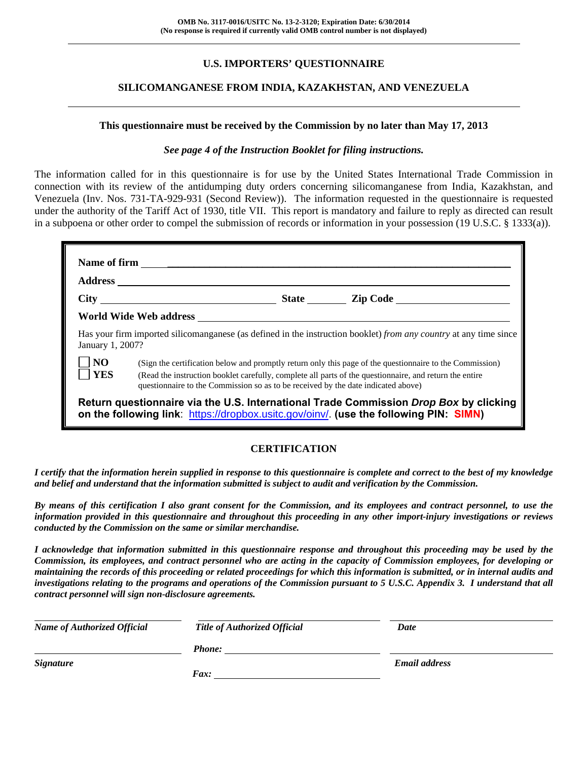OMB No. 3117-0016/USITC No. 13-2-3120; Expiration Date: 6/30/2014
(No response is required if currently valid OMB control number is not displayed)

# U.S. IMPORTERS' QUESTIONNAIRE

## SILICOMANGANESE FROM INDIA, KAZAKHSTAN, AND VENEZUELA

**This questionnaire must be received by the Commission by no later than May 17, 2013**

***See page 4 of the Instruction Booklet for filing instructions.***

The information called for in this questionnaire is for use by the United States International Trade Commission in connection with its review of the antidumping duty orders concerning silicomanganese from India, Kazakhstan, and Venezuela (Inv. Nos. 731-TA-929-931 (Second Review)). The information requested in the questionnaire is requested under the authority of the Tariff Act of 1930, title VII. This report is mandatory and failure to reply as directed can result in a subpoena or other order to compel the submission of records or information in your possession (19 U.S.C. § 1333(a)).

**Name of firm** ______________________________

**Address** ______________________________

**City** ______________ **State** ________ **Zip Code** ______________

**World Wide Web address** ______________________________

Has your firm imported silicomanganese (as defined in the instruction booklet) *from any country* at any time since January 1, 2007?

- ☐ **NO** (Sign the certification below and promptly return only this page of the questionnaire to the Commission)
- ☐ **YES** (Read the instruction booklet carefully, complete all parts of the questionnaire, and return the entire questionnaire to the Commission so as to be received by the date indicated above)

**Return questionnaire via the U.S. International Trade Commission *Drop Box* by clicking on the following link**: https://dropbox.usitc.gov/oinv/. **(use the following PIN: SIMN)**

## CERTIFICATION

***I certify that the information herein supplied in response to this questionnaire is complete and correct to the best of my knowledge and belief and understand that the information submitted is subject to audit and verification by the Commission.***

***By means of this certification I also grant consent for the Commission, and its employees and contract personnel, to use the information provided in this questionnaire and throughout this proceeding in any other import-injury investigations or reviews conducted by the Commission on the same or similar merchandise.***

***I acknowledge that information submitted in this questionnaire response and throughout this proceeding may be used by the Commission, its employees, and contract personnel who are acting in the capacity of Commission employees, for developing or maintaining the records of this proceeding or related proceedings for which this information is submitted, or in internal audits and investigations relating to the programs and operations of the Commission pursuant to 5 U.S.C. Appendix 3. I understand that all contract personnel will sign non-disclosure agreements.***

| ______________________ | ______________________ | ______________________ |
|---|---|---|
| ***Name of Authorized Official*** | ***Title of Authorized Official*** | ***Date*** |
| ______________________ | ***Phone:*** ______________ | ______________________ |
| ***Signature*** | ***Fax:*** ______________ | ***Email address*** |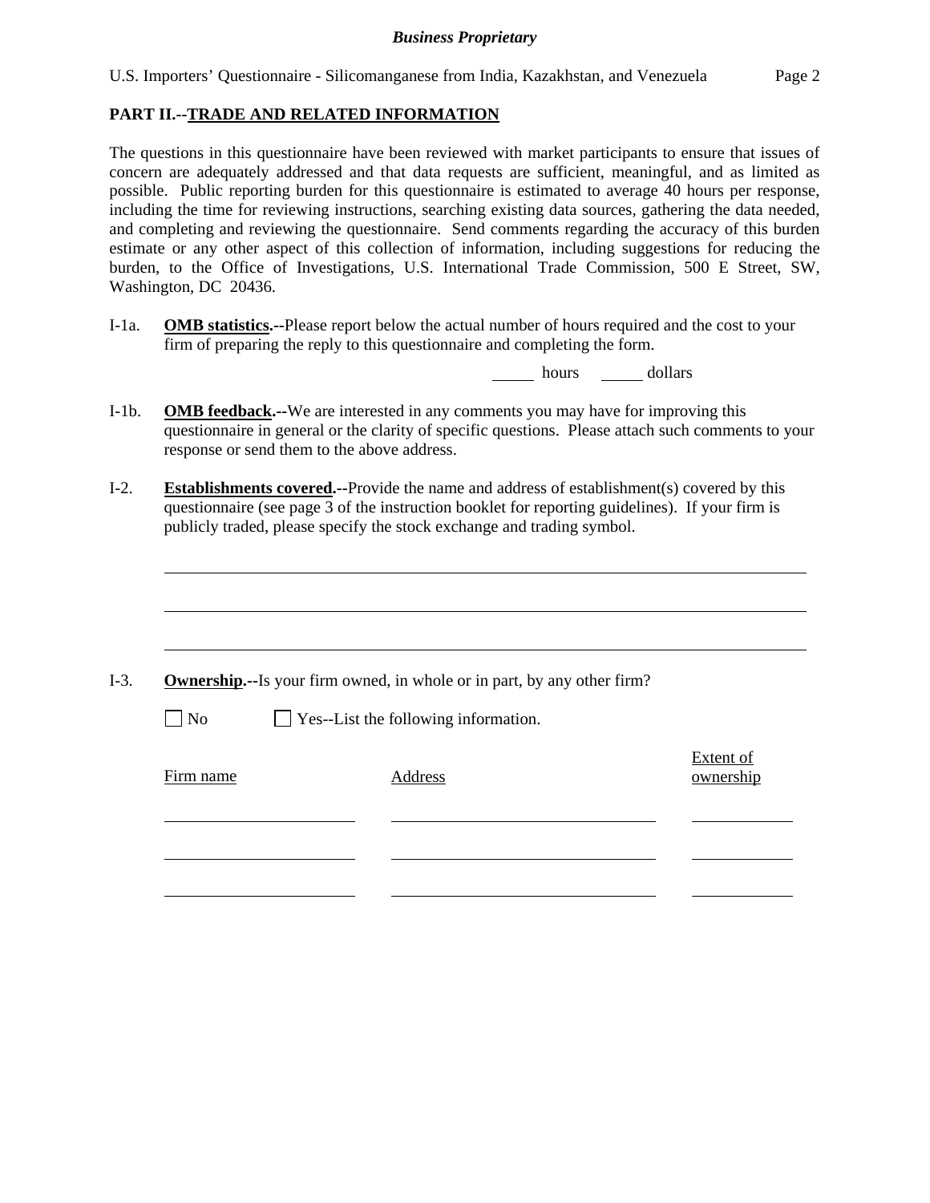**PART II.--TRADE AND RELATED INFORMATION**

The questions in this questionnaire have been reviewed with market participants to ensure that issues of concern are adequately addressed and that data requests are sufficient, meaningful, and as limited as possible. Public reporting burden for this questionnaire is estimated to average 40 hours per response, including the time for reviewing instructions, searching existing data sources, gathering the data needed, and completing and reviewing the questionnaire. Send comments regarding the accuracy of this burden estimate or any other aspect of this collection of information, including suggestions for reducing the burden, to the Office of Investigations, U.S. International Trade Commission, 500 E Street, SW, Washington, DC 20436.

I-1a. **OMB statistics.--**Please report below the actual number of hours required and the cost to your firm of preparing the reply to this questionnaire and completing the form.

_____ hours _____ dollars

I-1b. **OMB feedback.--**We are interested in any comments you may have for improving this questionnaire in general or the clarity of specific questions. Please attach such comments to your response or send them to the above address.

I-2. **Establishments covered.--**Provide the name and address of establishment(s) covered by this questionnaire (see page 3 of the instruction booklet for reporting guidelines). If your firm is publicly traded, please specify the stock exchange and trading symbol.

______________________________________________________________________

______________________________________________________________________

______________________________________________________________________

I-3. **Ownership.--**Is your firm owned, in whole or in part, by any other firm?

☐ No ☐ Yes--List the following information.

| Firm name | Address | Extent of ownership |
|---|---|---|
| | | |
| | | |
| | | |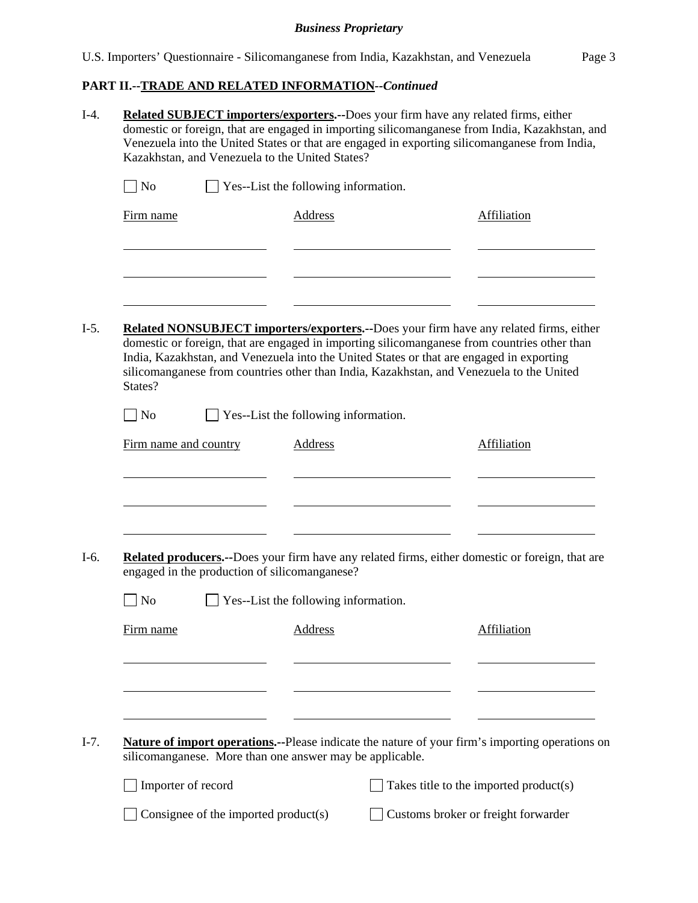## PART II.--TRADE AND RELATED INFORMATION--*Continued*

I-4. **Related SUBJECT importers/exporters.--**Does your firm have any related firms, either domestic or foreign, that are engaged in importing silicomanganese from India, Kazakhstan, and Venezuela into the United States or that are engaged in exporting silicomanganese from India, Kazakhstan, and Venezuela to the United States?

☐ No ☐ Yes--List the following information.

| Firm name | Address | Affiliation |
|---|---|---|
| | | |
| | | |
| | | |

I-5. **Related NONSUBJECT importers/exporters.--**Does your firm have any related firms, either domestic or foreign, that are engaged in importing silicomanganese from countries other than India, Kazakhstan, and Venezuela into the United States or that are engaged in exporting silicomanganese from countries other than India, Kazakhstan, and Venezuela to the United States?

☐ No ☐ Yes--List the following information.

| Firm name and country | Address | Affiliation |
|---|---|---|
| | | |
| | | |
| | | |

I-6. **Related producers.--**Does your firm have any related firms, either domestic or foreign, that are engaged in the production of silicomanganese?

☐ No ☐ Yes--List the following information.

| Firm name | Address | Affiliation |
|---|---|---|
| | | |
| | | |
| | | |

I-7. **Nature of import operations.--**Please indicate the nature of your firm's importing operations on silicomanganese. More than one answer may be applicable.

☐ Importer of record ☐ Takes title to the imported product(s)

☐ Consignee of the imported product(s) ☐ Customs broker or freight forwarder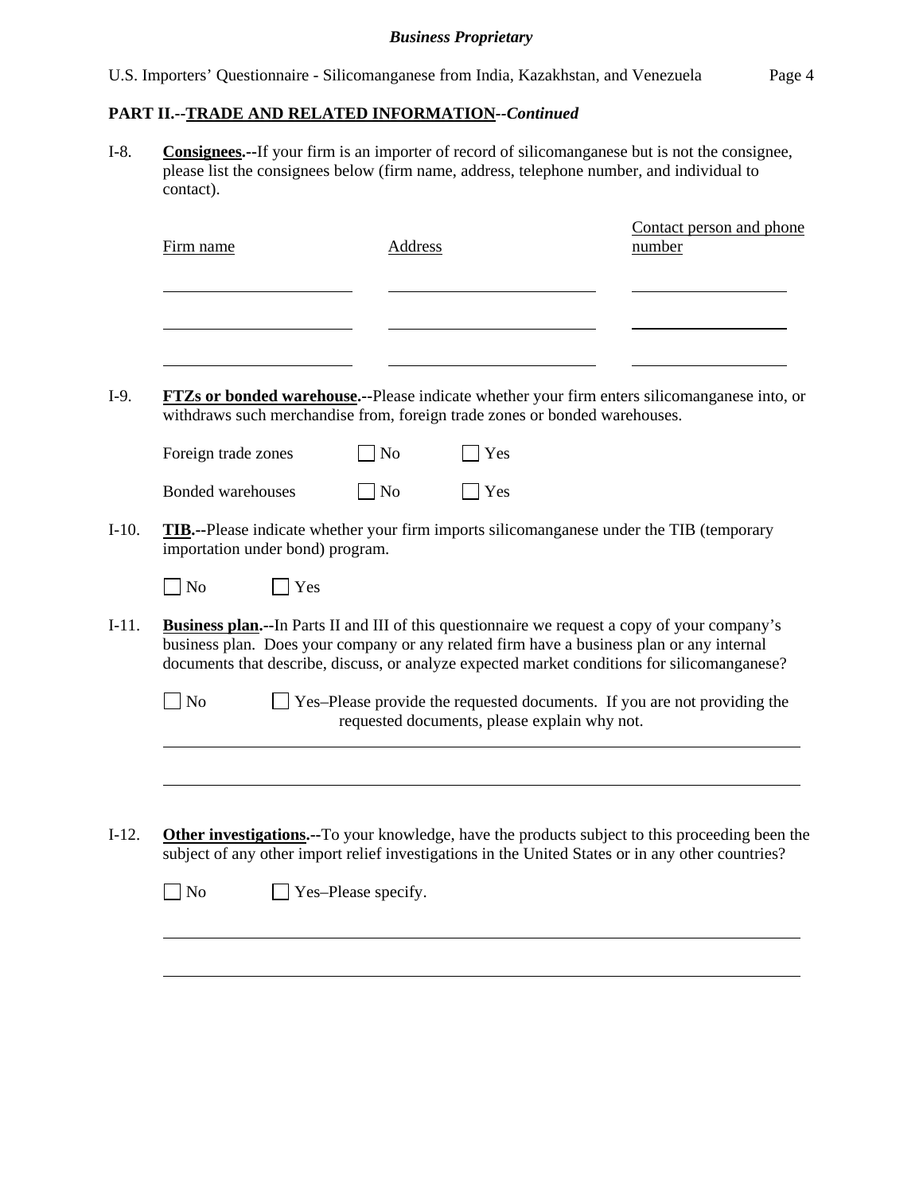## PART II.--TRADE AND RELATED INFORMATION--*Continued*

I-8. **Consignees.--**If your firm is an importer of record of silicomanganese but is not the consignee, please list the consignees below (firm name, address, telephone number, and individual to contact).

| Firm name | Address | Contact person and phone number |
|---|---|---|
| | | |
| | | |
| | | |

I-9. **FTZs or bonded warehouse.--**Please indicate whether your firm enters silicomanganese into, or withdraws such merchandise from, foreign trade zones or bonded warehouses.

Foreign trade zones ☐ No ☐ Yes

Bonded warehouses ☐ No ☐ Yes

I-10. **TIB.--**Please indicate whether your firm imports silicomanganese under the TIB (temporary importation under bond) program.

☐ No ☐ Yes

I-11. **Business plan.--**In Parts II and III of this questionnaire we request a copy of your company's business plan. Does your company or any related firm have a business plan or any internal documents that describe, discuss, or analyze expected market conditions for silicomanganese?

☐ No ☐ Yes–Please provide the requested documents. If you are not providing the requested documents, please explain why not.

_______________________________________________

_______________________________________________

I-12. **Other investigations.--**To your knowledge, have the products subject to this proceeding been the subject of any other import relief investigations in the United States or in any other countries?

☐ No ☐ Yes–Please specify.

_______________________________________________

_______________________________________________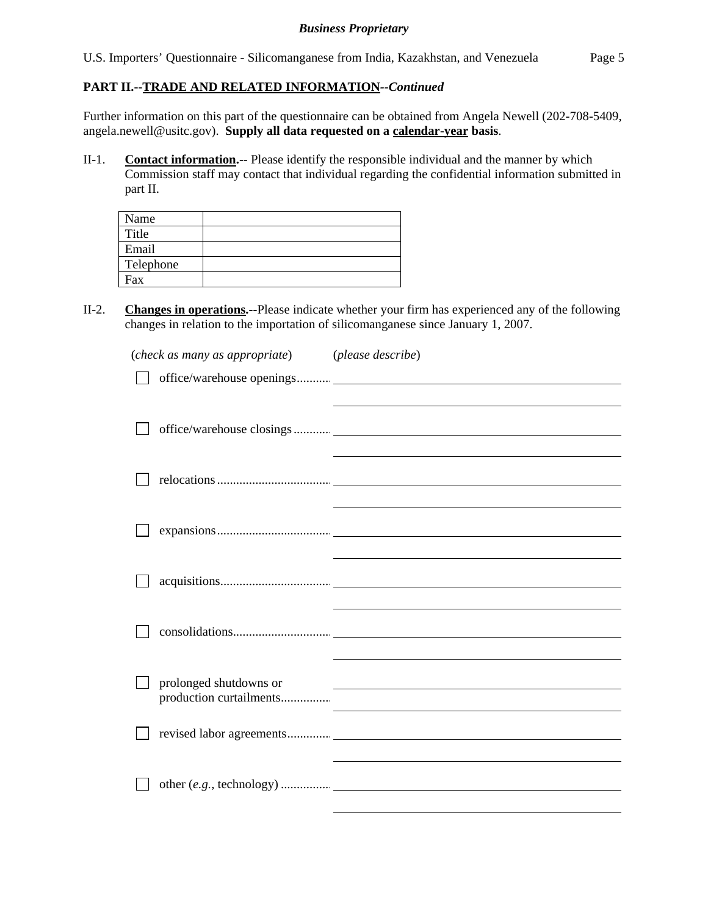**PART II.--TRADE AND RELATED INFORMATION--*Continued***

Further information on this part of the questionnaire can be obtained from Angela Newell (202-708-5409, angela.newell@usitc.gov). **Supply all data requested on a calendar-year basis**.

II-1. **Contact information.**-- Please identify the responsible individual and the manner by which Commission staff may contact that individual regarding the confidential information submitted in part II.

| | |
|---|---|
| Name | |
| Title | |
| Email | |
| Telephone | |
| Fax | |

II-2. **Changes in operations.--**Please indicate whether your firm has experienced any of the following changes in relation to the importation of silicomanganese since January 1, 2007.

(*check as many as appropriate*) (*please describe*)

☐ office/warehouse openings ............ ____________________

☐ office/warehouse closings ............ ____________________

☐ relocations ............ ____________________

☐ expansions ............ ____________________

☐ acquisitions ............ ____________________

☐ consolidations ............ ____________________

☐ prolonged shutdowns or production curtailments ............ ____________________

☐ revised labor agreements ............ ____________________

☐ other (*e.g.*, technology) ............ ____________________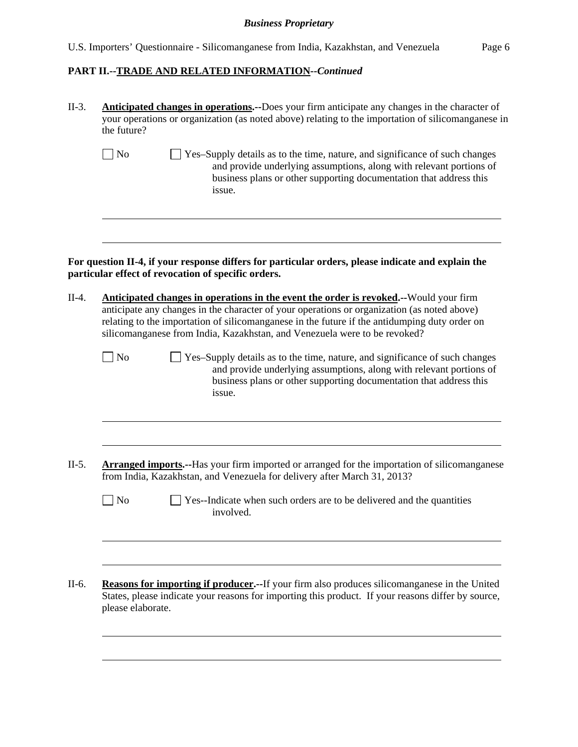**PART II.--TRADE AND RELATED INFORMATION--*Continued***

II-3. **Anticipated changes in operations.--**Does your firm anticipate any changes in the character of your operations or organization (as noted above) relating to the importation of silicomanganese in the future?

☐ No ☐ Yes–Supply details as to the time, nature, and significance of such changes and provide underlying assumptions, along with relevant portions of business plans or other supporting documentation that address this issue.

**For question II-4, if your response differs for particular orders, please indicate and explain the particular effect of revocation of specific orders.**

II-4. **Anticipated changes in operations in the event the order is revoked.--**Would your firm anticipate any changes in the character of your operations or organization (as noted above) relating to the importation of silicomanganese in the future if the antidumping duty order on silicomanganese from India, Kazakhstan, and Venezuela were to be revoked?

☐ No ☐ Yes–Supply details as to the time, nature, and significance of such changes and provide underlying assumptions, along with relevant portions of business plans or other supporting documentation that address this issue.

II-5. **Arranged imports.--**Has your firm imported or arranged for the importation of silicomanganese from India, Kazakhstan, and Venezuela for delivery after March 31, 2013?

☐ No ☐ Yes--Indicate when such orders are to be delivered and the quantities involved.

II-6. **Reasons for importing if producer.--**If your firm also produces silicomanganese in the United States, please indicate your reasons for importing this product. If your reasons differ by source, please elaborate.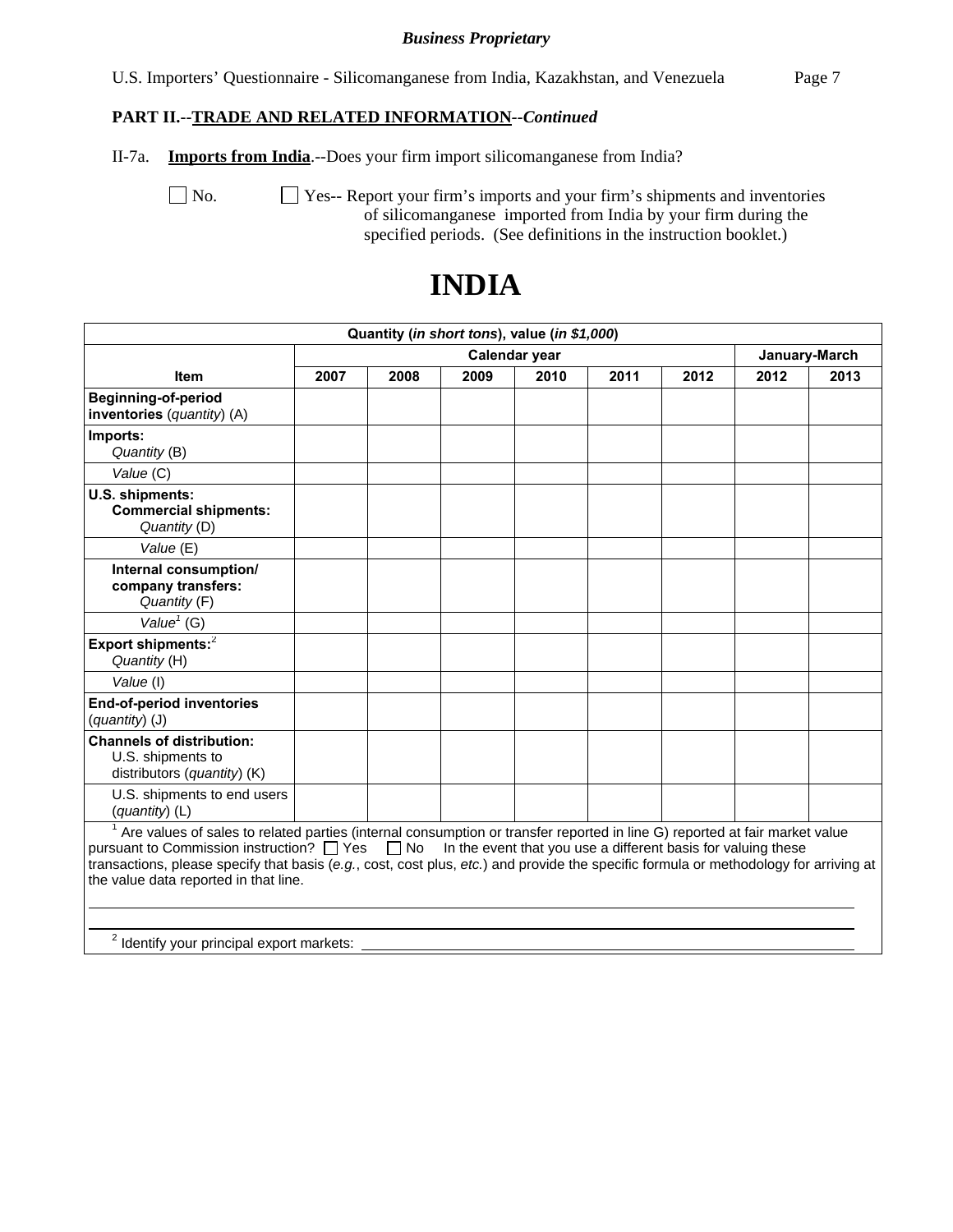**PART II.--TRADE AND RELATED INFORMATION--*Continued***

II-7a. **Imports from India**.--Does your firm import silicomanganese from India?

☐ No. ☐ Yes-- Report your firm's imports and your firm's shipments and inventories of silicomanganese imported from India by your firm during the specified periods. (See definitions in the instruction booklet.)

# INDIA

| Quantity (*in short tons*), value (*in $1,000*) | | | | | | | | |
|---|---|---|---|---|---|---|---|---|
| | Calendar year | | | | | | January-March | |
| **Item** | **2007** | **2008** | **2009** | **2010** | **2011** | **2012** | **2012** | **2013** |
| **Beginning-of-period inventories** (*quantity*) (A) | | | | | | | | |
| **Imports:** *Quantity* (B) | | | | | | | | |
| *Value* (C) | | | | | | | | |
| **U.S. shipments: Commercial shipments:** *Quantity* (D) | | | | | | | | |
| *Value* (E) | | | | | | | | |
| **Internal consumption/ company transfers:** *Quantity* (F) | | | | | | | | |
| *Value*[1] (G) | | | | | | | | |
| **Export shipments:**[2] *Quantity* (H) | | | | | | | | |
| *Value* (I) | | | | | | | | |
| **End-of-period inventories** (*quantity*) (J) | | | | | | | | |
| **Channels of distribution:** U.S. shipments to distributors (*quantity*) (K) | | | | | | | | |
| U.S. shipments to end users (*quantity*) (L) | | | | | | | | |

[1] Are values of sales to related parties (internal consumption or transfer reported in line G) reported at fair market value pursuant to Commission instruction? ☐ Yes ☐ No In the event that you use a different basis for valuing these transactions, please specify that basis (*e.g.*, cost, cost plus, *etc.*) and provide the specific formula or methodology for arriving at the value data reported in that line.

______________________________________________________________________

______________________________________________________________________

[2] Identify your principal export markets: ________________________________________________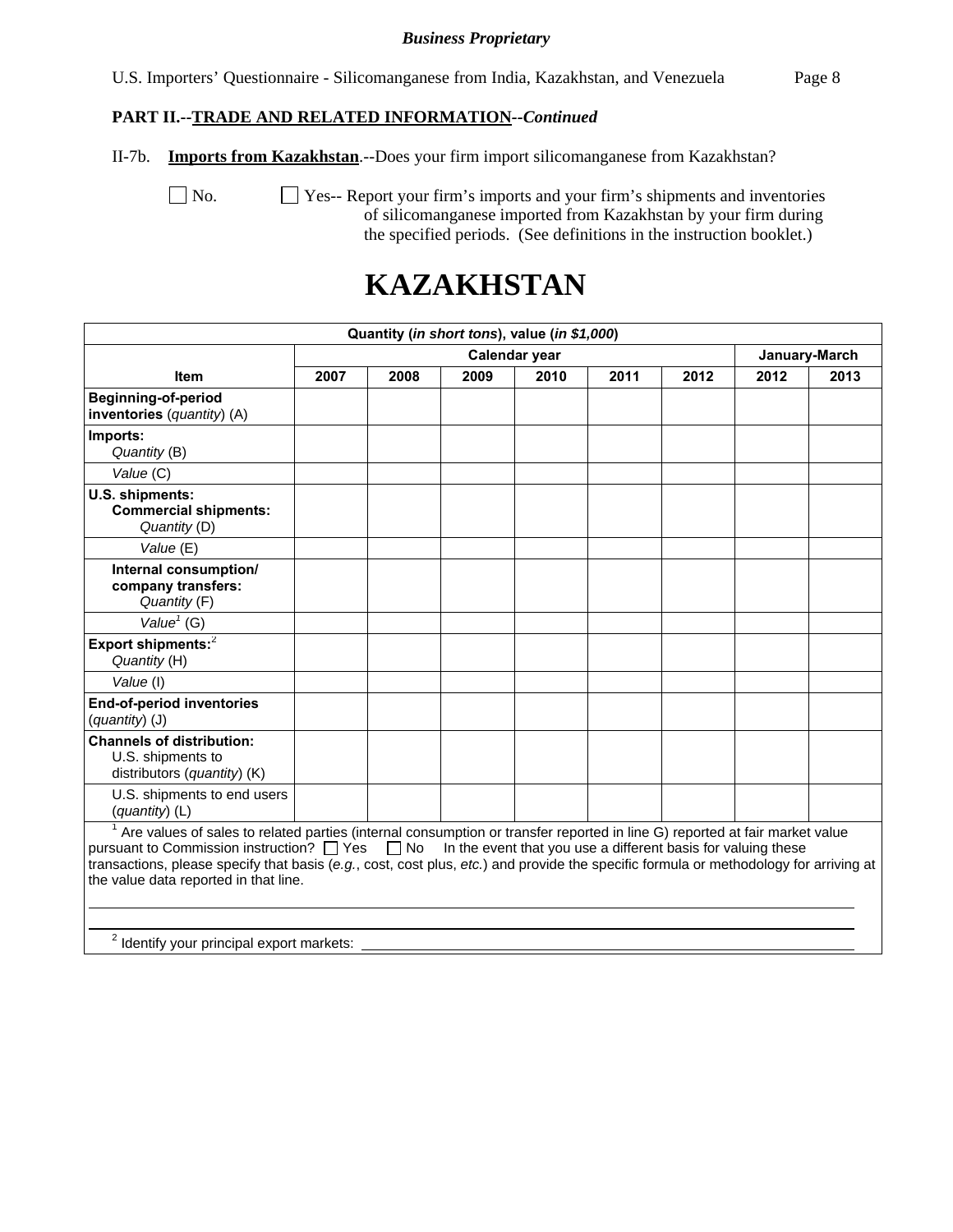**PART II.--TRADE AND RELATED INFORMATION--*Continued***

II-7b. **Imports from Kazakhstan**.--Does your firm import silicomanganese from Kazakhstan?

☐ No. ☐ Yes-- Report your firm's imports and your firm's shipments and inventories of silicomanganese imported from Kazakhstan by your firm during the specified periods. (See definitions in the instruction booklet.)

# KAZAKHSTAN

| Quantity (*in short tons*), value (*in $1,000*) | | | | | | | | |
|---|---|---|---|---|---|---|---|---|
| | Calendar year | | | | | | January-March | |
| Item | 2007 | 2008 | 2009 | 2010 | 2011 | 2012 | 2012 | 2013 |
| **Beginning-of-period inventories** (*quantity*) (A) | | | | | | | | |
| **Imports:** *Quantity* (B) | | | | | | | | |
| *Value* (C) | | | | | | | | |
| **U.S. shipments: Commercial shipments:** *Quantity* (D) | | | | | | | | |
| *Value* (E) | | | | | | | | |
| **Internal consumption/ company transfers:** *Quantity* (F) | | | | | | | | |
| *Value*[1] (G) | | | | | | | | |
| **Export shipments:**[2] *Quantity* (H) | | | | | | | | |
| *Value* (I) | | | | | | | | |
| **End-of-period inventories** (*quantity*) (J) | | | | | | | | |
| **Channels of distribution:** U.S. shipments to distributors (*quantity*) (K) | | | | | | | | |
| U.S. shipments to end users (*quantity*) (L) | | | | | | | | |

[1] Are values of sales to related parties (internal consumption or transfer reported in line G) reported at fair market value pursuant to Commission instruction? ☐ Yes ☐ No In the event that you use a different basis for valuing these transactions, please specify that basis (*e.g.*, cost, cost plus, *etc.*) and provide the specific formula or methodology for arriving at the value data reported in that line.

\_\_\_\_\_\_\_\_\_\_\_\_\_\_\_\_\_\_\_\_\_\_\_\_\_\_\_\_\_\_\_\_\_\_\_\_\_\_\_\_\_\_\_\_\_\_\_\_\_\_\_\_\_\_\_\_\_\_\_\_\_\_\_\_\_\_\_\_\_\_\_\_

\_\_\_\_\_\_\_\_\_\_\_\_\_\_\_\_\_\_\_\_\_\_\_\_\_\_\_\_\_\_\_\_\_\_\_\_\_\_\_\_\_\_\_\_\_\_\_\_\_\_\_\_\_\_\_\_\_\_\_\_\_\_\_\_\_\_\_\_\_\_\_\_

[2] Identify your principal export markets: \_\_\_\_\_\_\_\_\_\_\_\_\_\_\_\_\_\_\_\_\_\_\_\_\_\_\_\_\_\_\_\_\_\_\_\_\_\_\_\_\_\_\_\_\_\_\_\_\_\_\_\_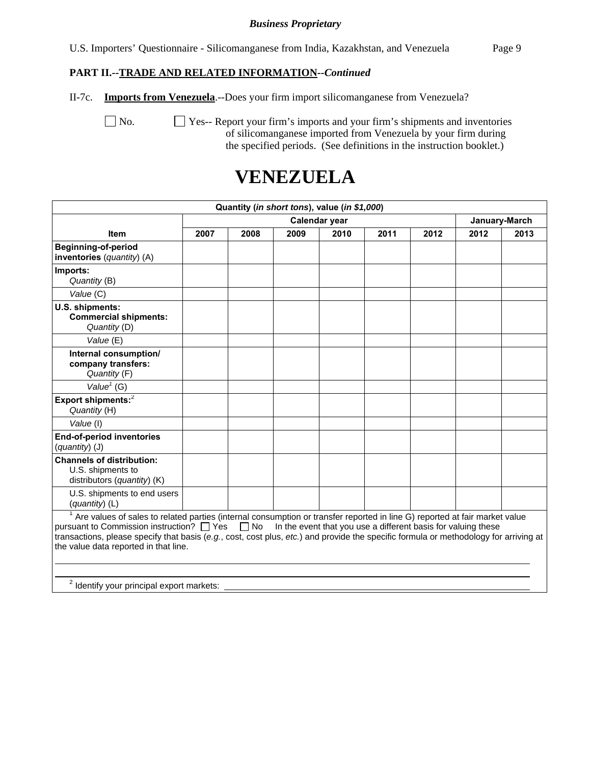*Business Proprietary*

U.S. Importers' Questionnaire - Silicomanganese from India, Kazakhstan, and Venezuela

**PART II.--TRADE AND RELATED INFORMATION--*Continued***

II-7c. **Imports from Venezuela**.--Does your firm import silicomanganese from Venezuela?

☐ No. ☐ Yes-- Report your firm's imports and your firm's shipments and inventories of silicomanganese imported from Venezuela by your firm during the specified periods. (See definitions in the instruction booklet.)

# VENEZUELA

| Quantity (*in short tons*), value (*in $1,000*) | | | | | | | | |
|---|---|---|---|---|---|---|---|---|
| | Calendar year | | | | | | January-March | |
| **Item** | **2007** | **2008** | **2009** | **2010** | **2011** | **2012** | **2012** | **2013** |
| **Beginning-of-period inventories** (*quantity*) (A) | | | | | | | | |
| **Imports:** *Quantity* (B) | | | | | | | | |
| *Value* (C) | | | | | | | | |
| **U.S. shipments: Commercial shipments:** *Quantity* (D) | | | | | | | | |
| *Value* (E) | | | | | | | | |
| **Internal consumption/ company transfers:** *Quantity* (F) | | | | | | | | |
| *Value*[1] (G) | | | | | | | | |
| **Export shipments:**[2] *Quantity* (H) | | | | | | | | |
| *Value* (I) | | | | | | | | |
| **End-of-period inventories** (*quantity*) (J) | | | | | | | | |
| **Channels of distribution:** U.S. shipments to distributors (*quantity*) (K) | | | | | | | | |
| U.S. shipments to end users (*quantity*) (L) | | | | | | | | |

[1] Are values of sales to related parties (internal consumption or transfer reported in line G) reported at fair market value pursuant to Commission instruction? ☐ Yes ☐ No In the event that you use a different basis for valuing these transactions, please specify that basis (*e.g.*, cost, cost plus, *etc.*) and provide the specific formula or methodology for arriving at the value data reported in that line.

______________________________________________________________________

______________________________________________________________________

[2] Identify your principal export markets: ______________________________________________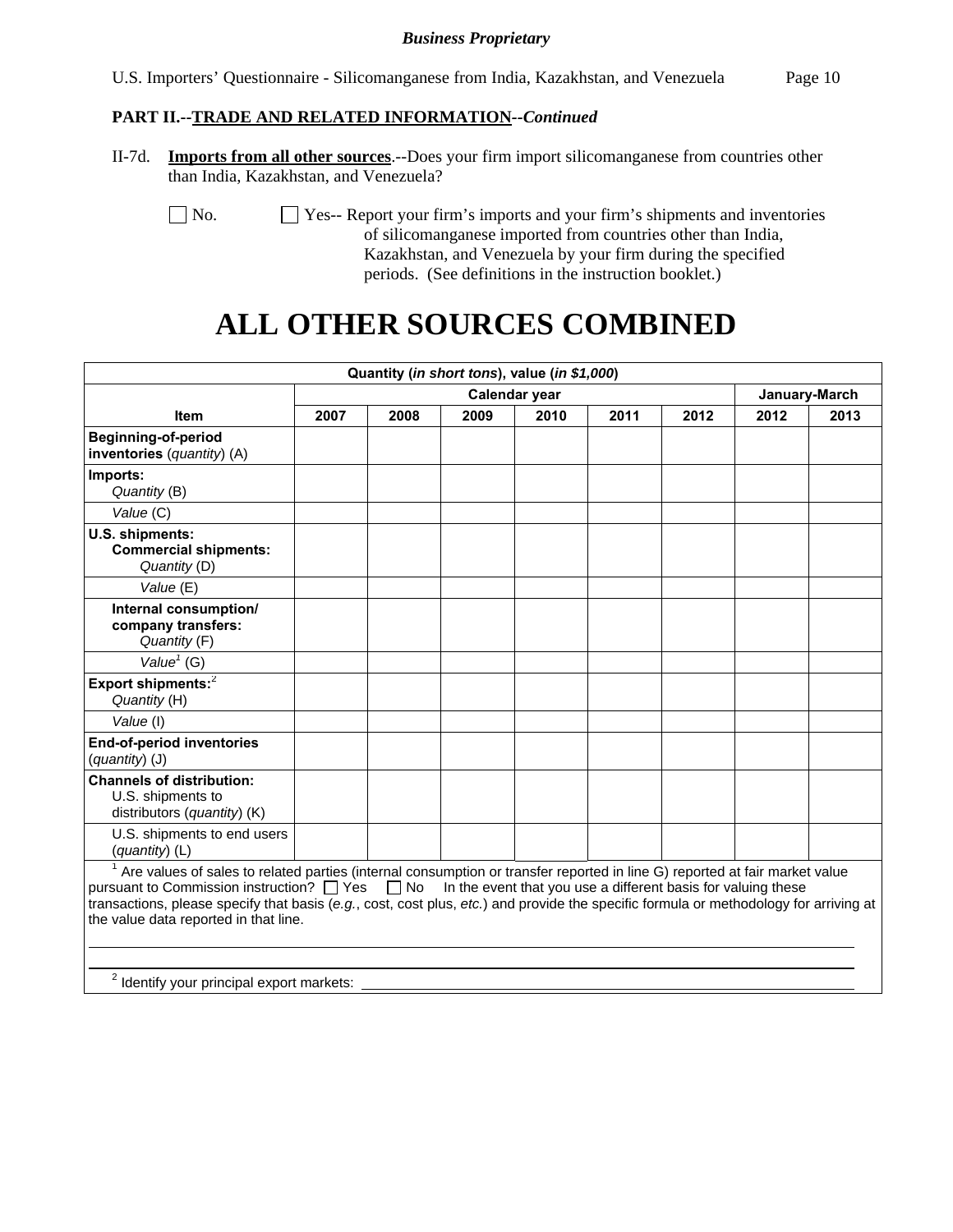**Business Proprietary**

## PART II.--TRADE AND RELATED INFORMATION--*Continued*

II-7d. **Imports from all other sources**.--Does your firm import silicomanganese from countries other than India, Kazakhstan, and Venezuela?

☐ No. ☐ Yes-- Report your firm's imports and your firm's shipments and inventories of silicomanganese imported from countries other than India, Kazakhstan, and Venezuela by your firm during the specified periods. (See definitions in the instruction booklet.)

# ALL OTHER SOURCES COMBINED

| Quantity (*in short tons*), value (*in $1,000*) | | | | | | | | |
|---|---|---|---|---|---|---|---|---|
| | Calendar year | | | | | | January-March | |
| **Item** | **2007** | **2008** | **2009** | **2010** | **2011** | **2012** | **2012** | **2013** |
| **Beginning-of-period inventories** (*quantity*) (A) | | | | | | | | |
| **Imports:** *Quantity* (B) | | | | | | | | |
| *Value* (C) | | | | | | | | |
| **U.S. shipments: Commercial shipments:** *Quantity* (D) | | | | | | | | |
| *Value* (E) | | | | | | | | |
| **Internal consumption/ company transfers:** *Quantity* (F) | | | | | | | | |
| *Value*[1] (G) | | | | | | | | |
| **Export shipments:**[2] *Quantity* (H) | | | | | | | | |
| *Value* (I) | | | | | | | | |
| **End-of-period inventories** (*quantity*) (J) | | | | | | | | |
| **Channels of distribution:** U.S. shipments to distributors (*quantity*) (K) | | | | | | | | |
| U.S. shipments to end users (*quantity*) (L) | | | | | | | | |

[1] Are values of sales to related parties (internal consumption or transfer reported in line G) reported at fair market value pursuant to Commission instruction? ☐ Yes ☐ No In the event that you use a different basis for valuing these transactions, please specify that basis (*e.g.*, cost, cost plus, *etc.*) and provide the specific formula or methodology for arriving at the value data reported in that line.

______________________________________________________________________

______________________________________________________________________

[2] Identify your principal export markets: ______________________________________________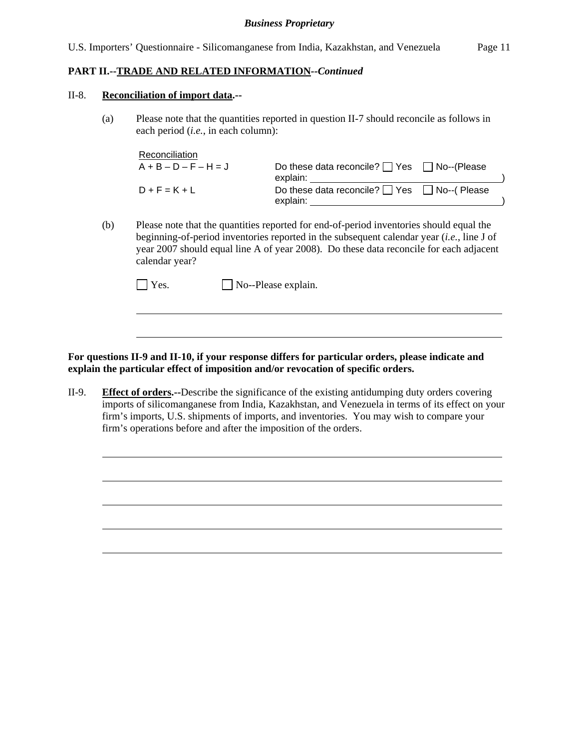**PART II.--TRADE AND RELATED INFORMATION--*Continued***

II-8. **Reconciliation of import data.--**

(a) Please note that the quantities reported in question II-7 should reconcile as follows in each period (*i.e.*, in each column):

| Reconciliation | |
|---|---|
| A + B – D – F – H = J | Do these data reconcile? ☐ Yes ☐ No--(Please explain: ________________________________) |
| D + F = K + L | Do these data reconcile? ☐ Yes ☐ No--( Please explain: ________________________________) |

(b) Please note that the quantities reported for end-of-period inventories should equal the beginning-of-period inventories reported in the subsequent calendar year (*i.e.*, line J of year 2007 should equal line A of year 2008). Do these data reconcile for each adjacent calendar year?

☐ Yes. ☐ No--Please explain.

________________________________________________________________________

________________________________________________________________________

**For questions II-9 and II-10, if your response differs for particular orders, please indicate and explain the particular effect of imposition and/or revocation of specific orders.**

II-9. **Effect of orders.--**Describe the significance of the existing antidumping duty orders covering imports of silicomanganese from India, Kazakhstan, and Venezuela in terms of its effect on your firm's imports, U.S. shipments of imports, and inventories. You may wish to compare your firm's operations before and after the imposition of the orders.

________________________________________________________________________

________________________________________________________________________

________________________________________________________________________

________________________________________________________________________

________________________________________________________________________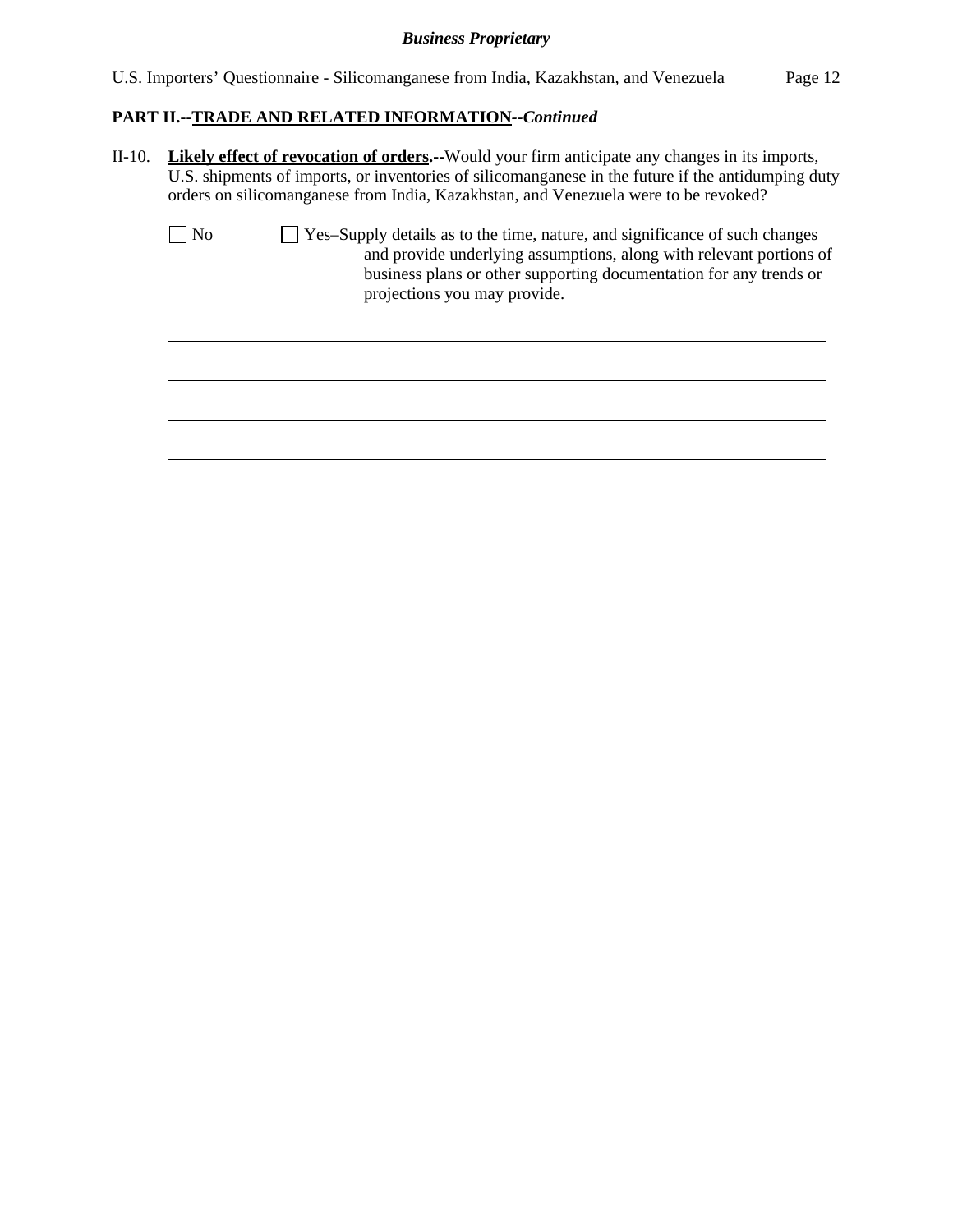**PART II.--TRADE AND RELATED INFORMATION--*Continued***

II-10. **Likely effect of revocation of orders.--**Would your firm anticipate any changes in its imports, U.S. shipments of imports, or inventories of silicomanganese in the future if the antidumping duty orders on silicomanganese from India, Kazakhstan, and Venezuela were to be revoked?

☐ No ☐ Yes–Supply details as to the time, nature, and significance of such changes and provide underlying assumptions, along with relevant portions of business plans or other supporting documentation for any trends or projections you may provide.

\_\_\_\_\_\_\_\_\_\_\_\_\_\_\_\_\_\_\_\_\_\_\_\_\_\_\_\_\_\_\_\_\_\_\_\_\_\_\_\_\_\_\_\_\_\_\_\_\_\_\_\_\_\_\_\_\_\_\_\_\_\_\_\_\_\_\_\_\_\_\_\_

\_\_\_\_\_\_\_\_\_\_\_\_\_\_\_\_\_\_\_\_\_\_\_\_\_\_\_\_\_\_\_\_\_\_\_\_\_\_\_\_\_\_\_\_\_\_\_\_\_\_\_\_\_\_\_\_\_\_\_\_\_\_\_\_\_\_\_\_\_\_\_\_

\_\_\_\_\_\_\_\_\_\_\_\_\_\_\_\_\_\_\_\_\_\_\_\_\_\_\_\_\_\_\_\_\_\_\_\_\_\_\_\_\_\_\_\_\_\_\_\_\_\_\_\_\_\_\_\_\_\_\_\_\_\_\_\_\_\_\_\_\_\_\_\_

\_\_\_\_\_\_\_\_\_\_\_\_\_\_\_\_\_\_\_\_\_\_\_\_\_\_\_\_\_\_\_\_\_\_\_\_\_\_\_\_\_\_\_\_\_\_\_\_\_\_\_\_\_\_\_\_\_\_\_\_\_\_\_\_\_\_\_\_\_\_\_\_

\_\_\_\_\_\_\_\_\_\_\_\_\_\_\_\_\_\_\_\_\_\_\_\_\_\_\_\_\_\_\_\_\_\_\_\_\_\_\_\_\_\_\_\_\_\_\_\_\_\_\_\_\_\_\_\_\_\_\_\_\_\_\_\_\_\_\_\_\_\_\_\_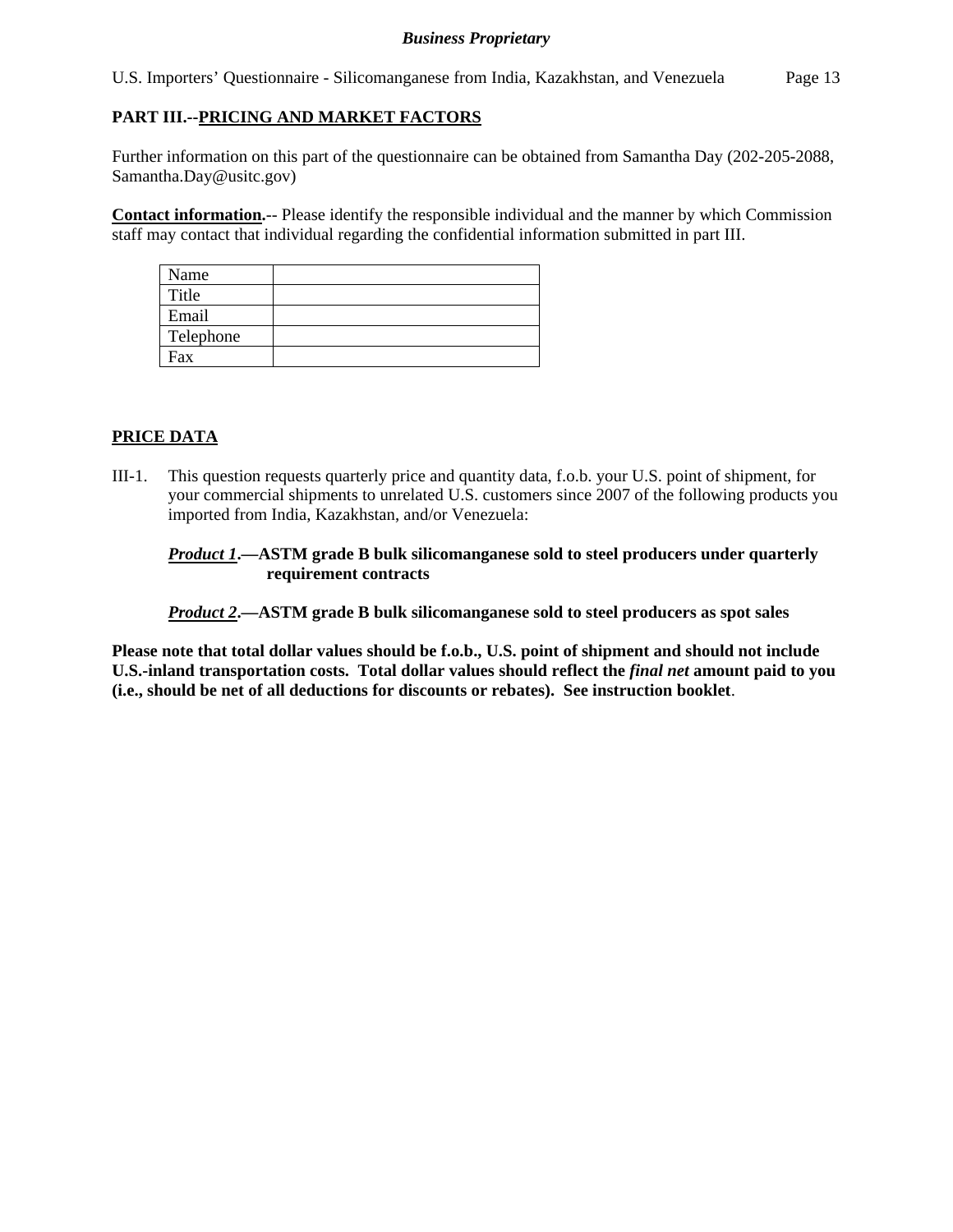## PART III.--PRICING AND MARKET FACTORS

Further information on this part of the questionnaire can be obtained from Samantha Day (202-205-2088, Samantha.Day@usitc.gov)

**Contact information.**-- Please identify the responsible individual and the manner by which Commission staff may contact that individual regarding the confidential information submitted in part III.

| Name | |
|---|---|
| Title | |
| Email | |
| Telephone | |
| Fax | |

### PRICE DATA

III-1. This question requests quarterly price and quantity data, f.o.b. your U.S. point of shipment, for your commercial shipments to unrelated U.S. customers since 2007 of the following products you imported from India, Kazakhstan, and/or Venezuela:

***Product 1*.—ASTM grade B bulk silicomanganese sold to steel producers under quarterly requirement contracts**

***Product 2*.—ASTM grade B bulk silicomanganese sold to steel producers as spot sales**

**Please note that total dollar values should be f.o.b., U.S. point of shipment and should not include U.S.-inland transportation costs. Total dollar values should reflect the *final net* amount paid to you (i.e., should be net of all deductions for discounts or rebates). See instruction booklet**.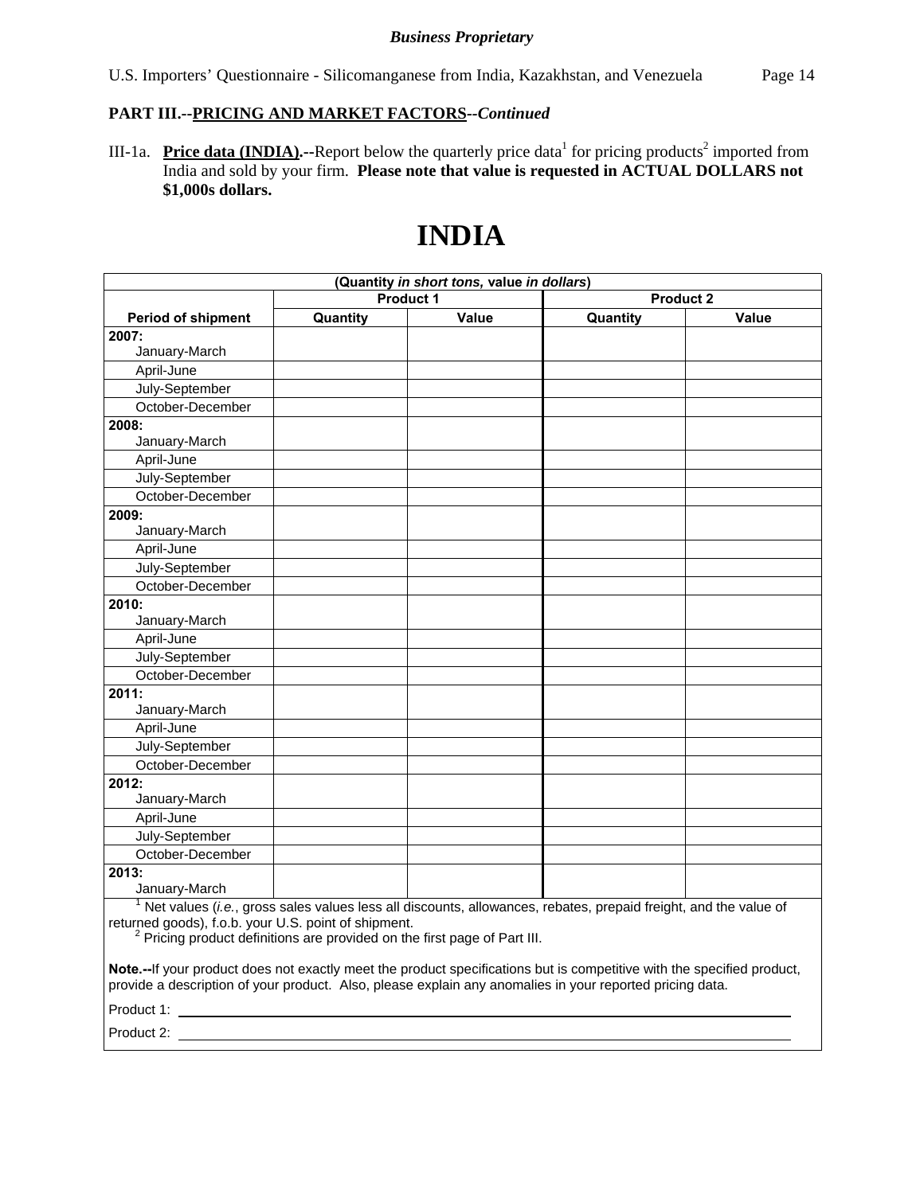**PART III.--PRICING AND MARKET FACTORS--*Continued***

III-1a. **Price data (INDIA).**--Report below the quarterly price data[1] for pricing products[2] imported from India and sold by your firm. **Please note that value is requested in ACTUAL DOLLARS not $1,000s dollars.**

# INDIA

| (Quantity *in short tons,* value *in dollars*) | | | | |
|---|---|---|---|---|
| | Product 1 | | Product 2 | |
| **Period of shipment** | **Quantity** | **Value** | **Quantity** | **Value** |
| **2007:** January-March | | | | |
| April-June | | | | |
| July-September | | | | |
| October-December | | | | |
| **2008:** January-March | | | | |
| April-June | | | | |
| July-September | | | | |
| October-December | | | | |
| **2009:** January-March | | | | |
| April-June | | | | |
| July-September | | | | |
| October-December | | | | |
| **2010:** January-March | | | | |
| April-June | | | | |
| July-September | | | | |
| October-December | | | | |
| **2011:** January-March | | | | |
| April-June | | | | |
| July-September | | | | |
| October-December | | | | |
| **2012:** January-March | | | | |
| April-June | | | | |
| July-September | | | | |
| October-December | | | | |
| **2013:** January-March | | | | |

[1] Net values (*i.e.*, gross sales values less all discounts, allowances, rebates, prepaid freight, and the value of returned goods), f.o.b. your U.S. point of shipment.

[2] Pricing product definitions are provided on the first page of Part III.

**Note.--**If your product does not exactly meet the product specifications but is competitive with the specified product, provide a description of your product. Also, please explain any anomalies in your reported pricing data.

Product 1: ______________________________

Product 2: ______________________________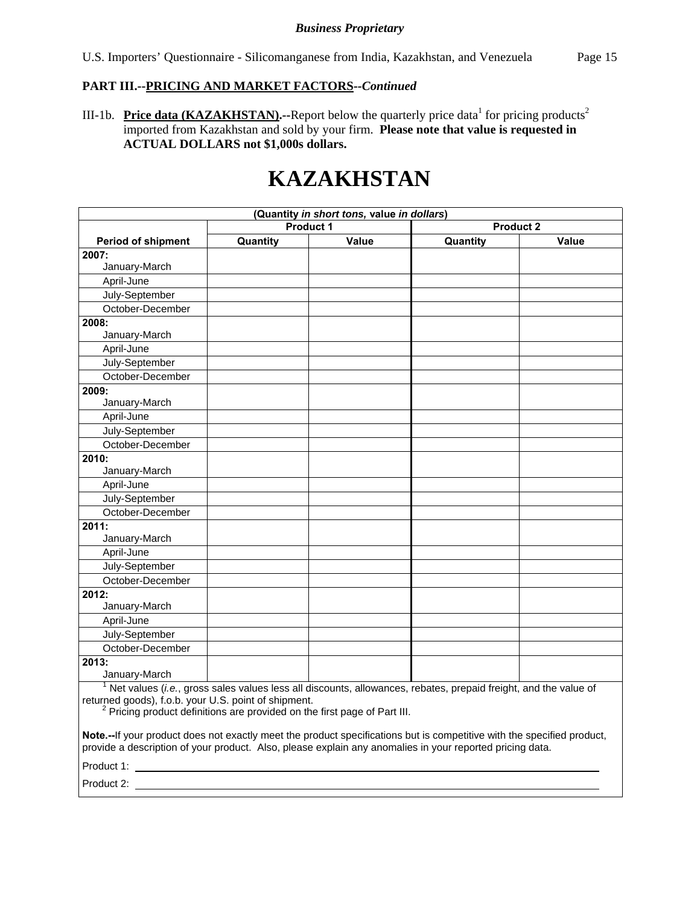**PART III.--PRICING AND MARKET FACTORS--*Continued***

III-1b. **Price data (KAZAKHSTAN).**--Report below the quarterly price data[1] for pricing products[2] imported from Kazakhstan and sold by your firm. **Please note that value is requested in ACTUAL DOLLARS not $1,000s dollars.**

# KAZAKHSTAN

| (Quantity *in short tons,* value *in dollars*) | | | | |
|---|---|---|---|---|
| | Product 1 | | Product 2 | |
| **Period of shipment** | **Quantity** | **Value** | **Quantity** | **Value** |
| **2007:** January-March | | | | |
| April-June | | | | |
| July-September | | | | |
| October-December | | | | |
| **2008:** January-March | | | | |
| April-June | | | | |
| July-September | | | | |
| October-December | | | | |
| **2009:** January-March | | | | |
| April-June | | | | |
| July-September | | | | |
| October-December | | | | |
| **2010:** January-March | | | | |
| April-June | | | | |
| July-September | | | | |
| October-December | | | | |
| **2011:** January-March | | | | |
| April-June | | | | |
| July-September | | | | |
| October-December | | | | |
| **2012:** January-March | | | | |
| April-June | | | | |
| July-September | | | | |
| October-December | | | | |
| **2013:** January-March | | | | |

[1] Net values (*i.e.*, gross sales values less all discounts, allowances, rebates, prepaid freight, and the value of returned goods), f.o.b. your U.S. point of shipment.

[2] Pricing product definitions are provided on the first page of Part III.

**Note.--**If your product does not exactly meet the product specifications but is competitive with the specified product, provide a description of your product. Also, please explain any anomalies in your reported pricing data.

Product 1: ______________________________

Product 2: ______________________________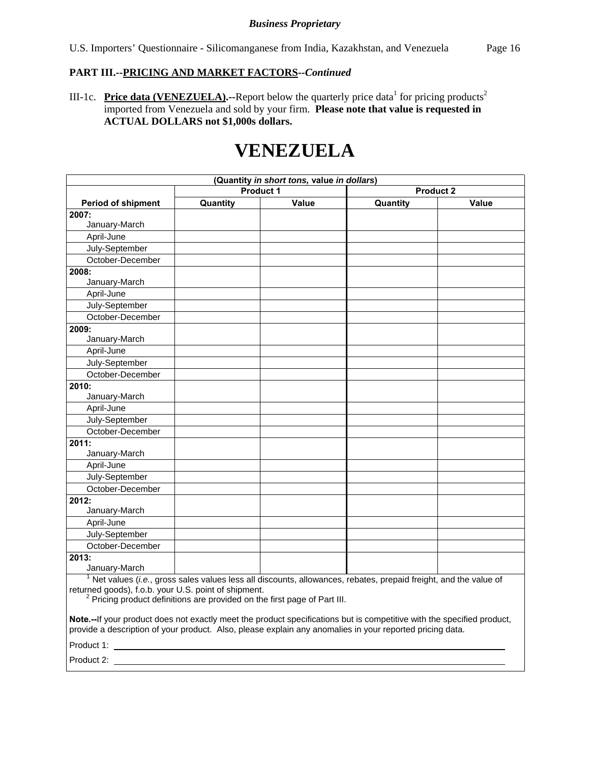**PART III.--PRICING AND MARKET FACTORS--*Continued***

III-1c. **Price data (VENEZUELA).--**Report below the quarterly price data[1] for pricing products[2] imported from Venezuela and sold by your firm. **Please note that value is requested in ACTUAL DOLLARS not $1,000s dollars.**

# VENEZUELA

| (Quantity *in short tons,* value *in dollars*) | | | | |
|---|---|---|---|---|
| | Product 1 | | Product 2 | |
| **Period of shipment** | **Quantity** | **Value** | **Quantity** | **Value** |
| **2007:** January-March | | | | |
| April-June | | | | |
| July-September | | | | |
| October-December | | | | |
| **2008:** January-March | | | | |
| April-June | | | | |
| July-September | | | | |
| October-December | | | | |
| **2009:** January-March | | | | |
| April-June | | | | |
| July-September | | | | |
| October-December | | | | |
| **2010:** January-March | | | | |
| April-June | | | | |
| July-September | | | | |
| October-December | | | | |
| **2011:** January-March | | | | |
| April-June | | | | |
| July-September | | | | |
| October-December | | | | |
| **2012:** January-March | | | | |
| April-June | | | | |
| July-September | | | | |
| October-December | | | | |
| **2013:** January-March | | | | |

[1] Net values (*i.e.*, gross sales values less all discounts, allowances, rebates, prepaid freight, and the value of returned goods), f.o.b. your U.S. point of shipment.

[2] Pricing product definitions are provided on the first page of Part III.

**Note.--**If your product does not exactly meet the product specifications but is competitive with the specified product, provide a description of your product. Also, please explain any anomalies in your reported pricing data.

Product 1: ______________________________

Product 2: ______________________________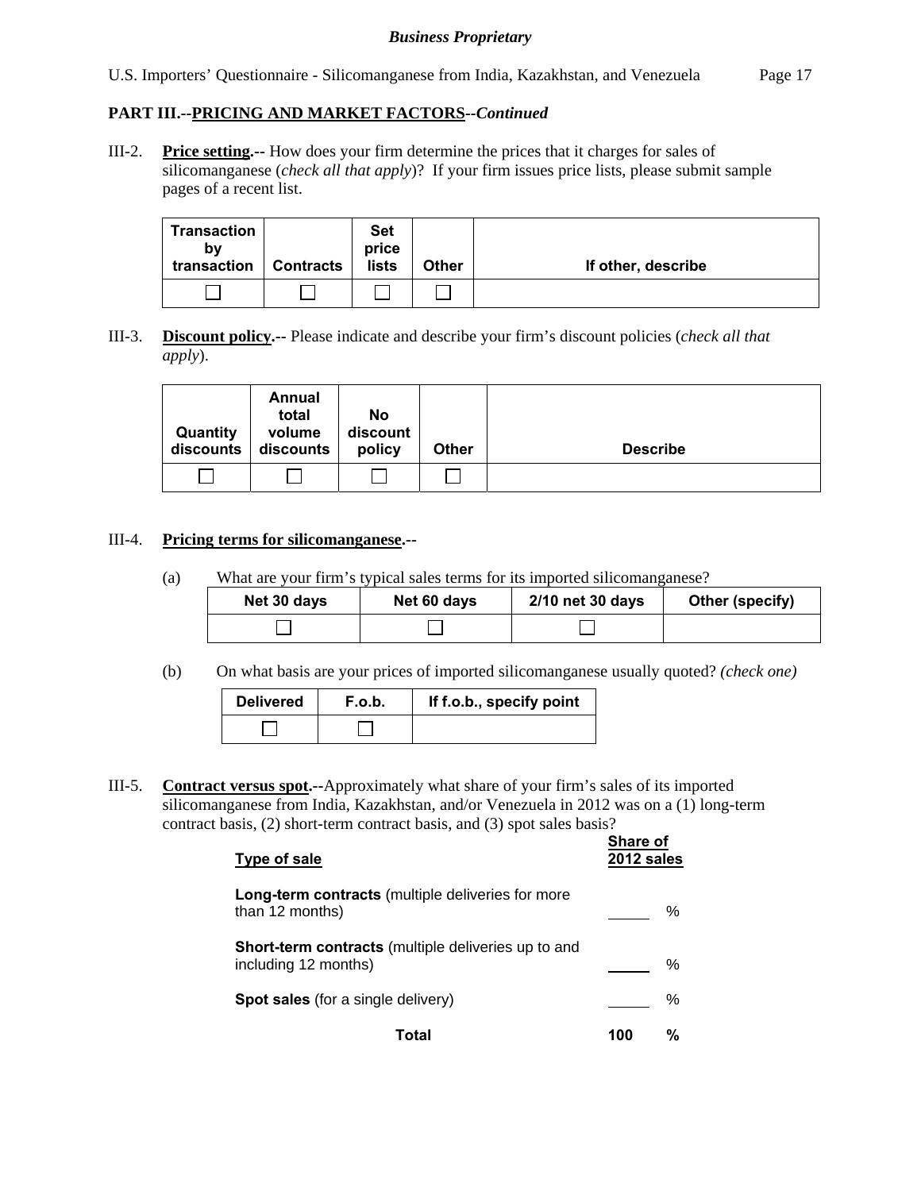## PART III.--PRICING AND MARKET FACTORS--*Continued*

III-2. **Price setting.--** How does your firm determine the prices that it charges for sales of silicomanganese (*check all that apply*)? If your firm issues price lists, please submit sample pages of a recent list.

| Transaction by transaction | Contracts | Set price lists | Other | If other, describe |
|---|---|---|---|---|
| ☐ | ☐ | ☐ | ☐ | |

III-3. **Discount policy.--** Please indicate and describe your firm's discount policies (*check all that apply*).

| Quantity discounts | Annual total volume discounts | No discount policy | Other | Describe |
|---|---|---|---|---|
| ☐ | ☐ | ☐ | ☐ | |

III-4. **Pricing terms for silicomanganese.--**

(a) What are your firm's typical sales terms for its imported silicomanganese?

| Net 30 days | Net 60 days | 2/10 net 30 days | Other (specify) |
|---|---|---|---|
| ☐ | ☐ | ☐ | |

(b) On what basis are your prices of imported silicomanganese usually quoted? *(check one)*

| Delivered | F.o.b. | If f.o.b., specify point |
|---|---|---|
| ☐ | ☐ | |

III-5. **Contract versus spot.--**Approximately what share of your firm's sales of its imported silicomanganese from India, Kazakhstan, and/or Venezuela in 2012 was on a (1) long-term contract basis, (2) short-term contract basis, and (3) spot sales basis?

| Type of sale | Share of 2012 sales |
|---|---|
| **Long-term contracts** (multiple deliveries for more than 12 months) | ______ % |
| **Short-term contracts** (multiple deliveries up to and including 12 months) | ______ % |
| **Spot sales** (for a single delivery) | ______ % |
| **Total** | **100 %** |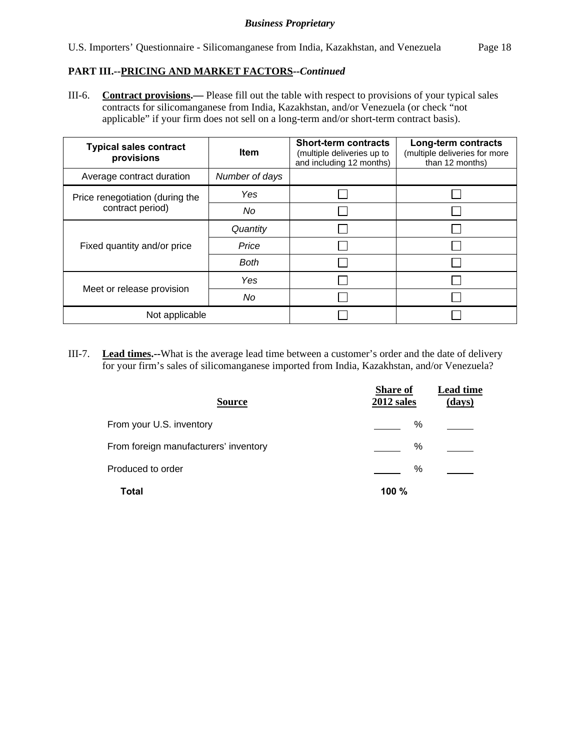**Business Proprietary**

U.S. Importers' Questionnaire - Silicomanganese from India, Kazakhstan, and Venezuela

## PART III.--PRICING AND MARKET FACTORS--*Continued*

III-6. **Contract provisions.—** Please fill out the table with respect to provisions of your typical sales contracts for silicomanganese from India, Kazakhstan, and/or Venezuela (or check "not applicable" if your firm does not sell on a long-term and/or short-term contract basis).

| Typical sales contract provisions | Item | Short-term contracts (multiple deliveries up to and including 12 months) | Long-term contracts (multiple deliveries for more than 12 months) |
|---|---|---|---|
| Average contract duration | *Number of days* | | |
| Price renegotiation (during the contract period) | *Yes* | ☐ | ☐ |
| | *No* | ☐ | ☐ |
| Fixed quantity and/or price | *Quantity* | ☐ | ☐ |
| | *Price* | ☐ | ☐ |
| | *Both* | ☐ | ☐ |
| Meet or release provision | *Yes* | ☐ | ☐ |
| | *No* | ☐ | ☐ |
| Not applicable | | ☐ | ☐ |

III-7. **Lead times.--**What is the average lead time between a customer's order and the date of delivery for your firm's sales of silicomanganese imported from India, Kazakhstan, and/or Venezuela?

| Source | Share of 2012 sales | Lead time (days) |
|---|---|---|
| From your U.S. inventory | ____ % | ____ |
| From foreign manufacturers' inventory | ____ % | ____ |
| Produced to order | ____ % | ____ |
| **Total** | **100 %** | |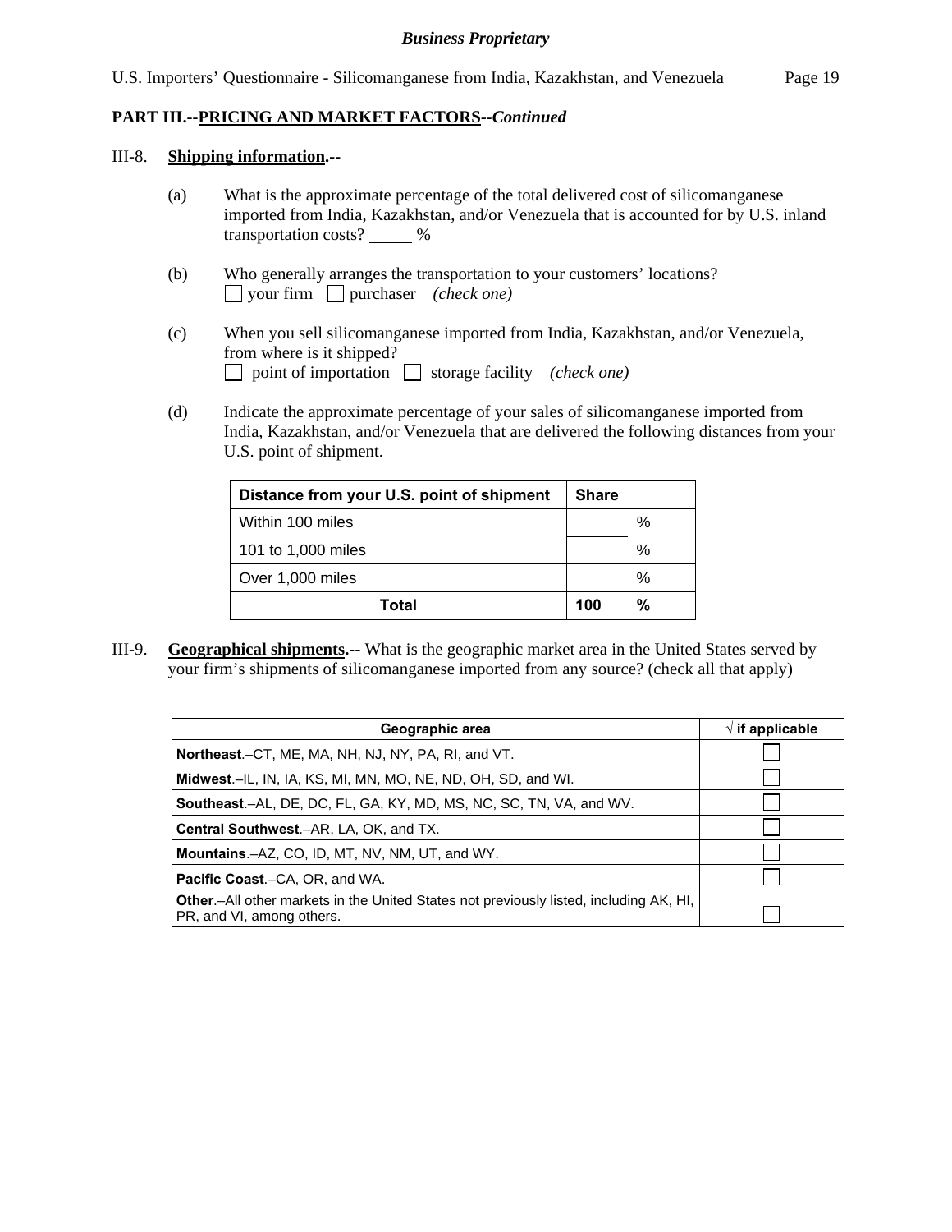**Business Proprietary**

## PART III.--PRICING AND MARKET FACTORS--*Continued*

III-8. **Shipping information.--**

(a) What is the approximate percentage of the total delivered cost of silicomanganese imported from India, Kazakhstan, and/or Venezuela that is accounted for by U.S. inland transportation costs? _____ %

(b) Who generally arranges the transportation to your customers' locations?
☐ your firm ☐ purchaser *(check one)*

(c) When you sell silicomanganese imported from India, Kazakhstan, and/or Venezuela, from where is it shipped?
☐ point of importation ☐ storage facility *(check one)*

(d) Indicate the approximate percentage of your sales of silicomanganese imported from India, Kazakhstan, and/or Venezuela that are delivered the following distances from your U.S. point of shipment.

| Distance from your U.S. point of shipment | Share |
|---|---|
| Within 100 miles | % |
| 101 to 1,000 miles | % |
| Over 1,000 miles | % |
| **Total** | **100 %** |

III-9. **Geographical shipments.--** What is the geographic market area in the United States served by your firm's shipments of silicomanganese imported from any source? (check all that apply)

| Geographic area | √ if applicable |
|---|---|
| **Northeast**.–CT, ME, MA, NH, NJ, NY, PA, RI, and VT. | ☐ |
| **Midwest**.–IL, IN, IA, KS, MI, MN, MO, NE, ND, OH, SD, and WI. | ☐ |
| **Southeast**.–AL, DE, DC, FL, GA, KY, MD, MS, NC, SC, TN, VA, and WV. | ☐ |
| **Central Southwest**.–AR, LA, OK, and TX. | ☐ |
| **Mountains**.–AZ, CO, ID, MT, NV, NM, UT, and WY. | ☐ |
| **Pacific Coast**.–CA, OR, and WA. | ☐ |
| **Other**.–All other markets in the United States not previously listed, including AK, HI, PR, and VI, among others. | ☐ |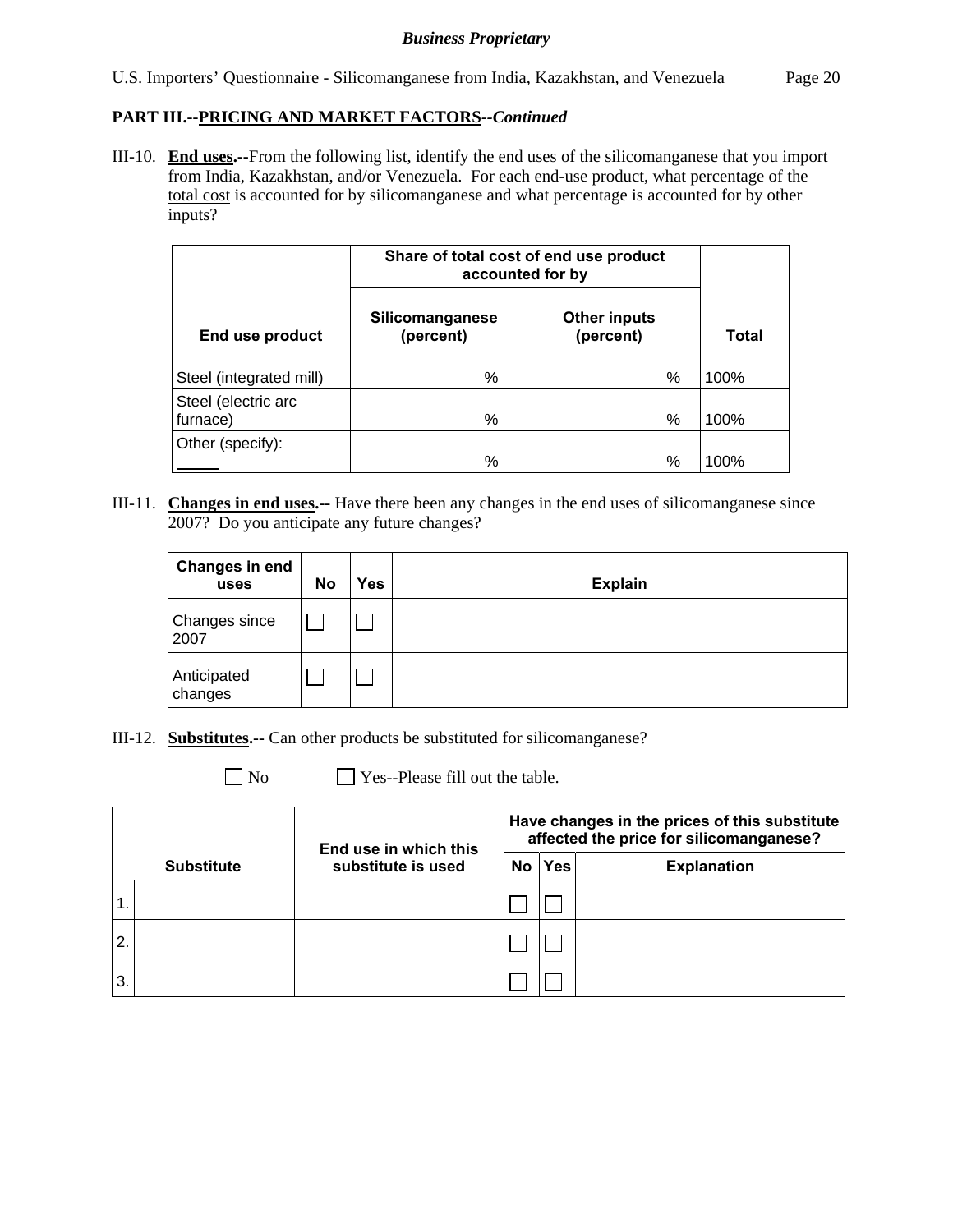**PART III.--PRICING AND MARKET FACTORS--*Continued***

III-10. **End uses.--**From the following list, identify the end uses of the silicomanganese that you import from India, Kazakhstan, and/or Venezuela. For each end-use product, what percentage of the total cost is accounted for by silicomanganese and what percentage is accounted for by other inputs?

| End use product | Share of total cost of end use product accounted for by | | Total |
|---|---|---|---|
| | Silicomanganese (percent) | Other inputs (percent) | |
| Steel (integrated mill) | % | % | 100% |
| Steel (electric arc furnace) | % | % | 100% |
| Other (specify): ____ | % | % | 100% |

III-11. **Changes in end uses.--** Have there been any changes in the end uses of silicomanganese since 2007? Do you anticipate any future changes?

| Changes in end uses | No | Yes | Explain |
|---|---|---|---|
| Changes since 2007 | ☐ | ☐ | |
| Anticipated changes | ☐ | ☐ | |

III-12. **Substitutes.--** Can other products be substituted for silicomanganese?

☐ No ☐ Yes--Please fill out the table.

| | Substitute | End use in which this substitute is used | Have changes in the prices of this substitute affected the price for silicomanganese? | | |
|---|---|---|---|---|---|
| | | | No | Yes | Explanation |
| 1. | | | ☐ | ☐ | |
| 2. | | | ☐ | ☐ | |
| 3. | | | ☐ | ☐ | |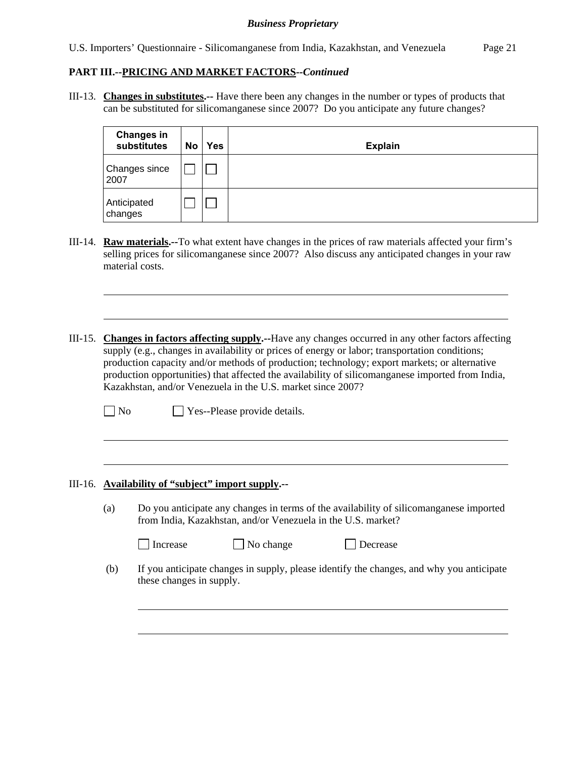**PART III.--PRICING AND MARKET FACTORS--*Continued***

III-13. **Changes in substitutes.--** Have there been any changes in the number or types of products that can be substituted for silicomanganese since 2007? Do you anticipate any future changes?

| Changes in substitutes | No | Yes | Explain |
|---|---|---|---|
| Changes since 2007 | ☐ | ☐ | |
| Anticipated changes | ☐ | ☐ | |

III-14. **Raw materials.--**To what extent have changes in the prices of raw materials affected your firm's selling prices for silicomanganese since 2007? Also discuss any anticipated changes in your raw material costs.

III-15. **Changes in factors affecting supply.--**Have any changes occurred in any other factors affecting supply (e.g., changes in availability or prices of energy or labor; transportation conditions; production capacity and/or methods of production; technology; export markets; or alternative production opportunities) that affected the availability of silicomanganese imported from India, Kazakhstan, and/or Venezuela in the U.S. market since 2007?

☐ No ☐ Yes--Please provide details.

III-16. **Availability of "subject" import supply.--**

(a) Do you anticipate any changes in terms of the availability of silicomanganese imported from India, Kazakhstan, and/or Venezuela in the U.S. market?

☐ Increase ☐ No change ☐ Decrease

(b) If you anticipate changes in supply, please identify the changes, and why you anticipate these changes in supply.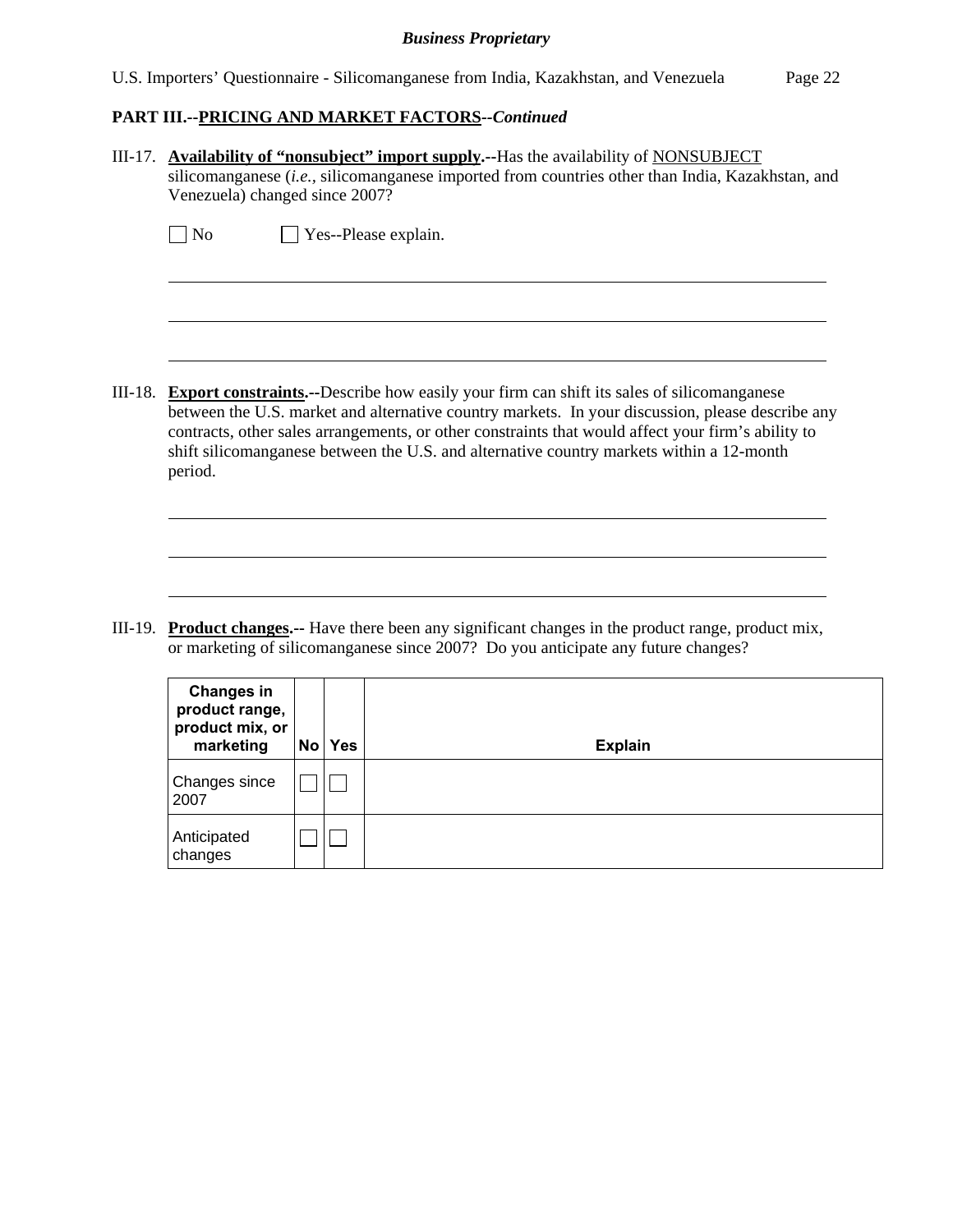**Business Proprietary**

U.S. Importers' Questionnaire - Silicomanganese from India, Kazakhstan, and Venezuela

**PART III.--PRICING AND MARKET FACTORS--*Continued***

III-17. **Availability of "nonsubject" import supply.--**Has the availability of NONSUBJECT silicomanganese (*i.e.*, silicomanganese imported from countries other than India, Kazakhstan, and Venezuela) changed since 2007?

☐ No ☐ Yes--Please explain.

III-18. **Export constraints.--**Describe how easily your firm can shift its sales of silicomanganese between the U.S. market and alternative country markets. In your discussion, please describe any contracts, other sales arrangements, or other constraints that would affect your firm's ability to shift silicomanganese between the U.S. and alternative country markets within a 12-month period.

III-19. **Product changes.--** Have there been any significant changes in the product range, product mix, or marketing of silicomanganese since 2007? Do you anticipate any future changes?

| Changes in product range, product mix, or marketing | No | Yes | Explain |
|---|---|---|---|
| Changes since 2007 | ☐ | ☐ | |
| Anticipated changes | ☐ | ☐ | |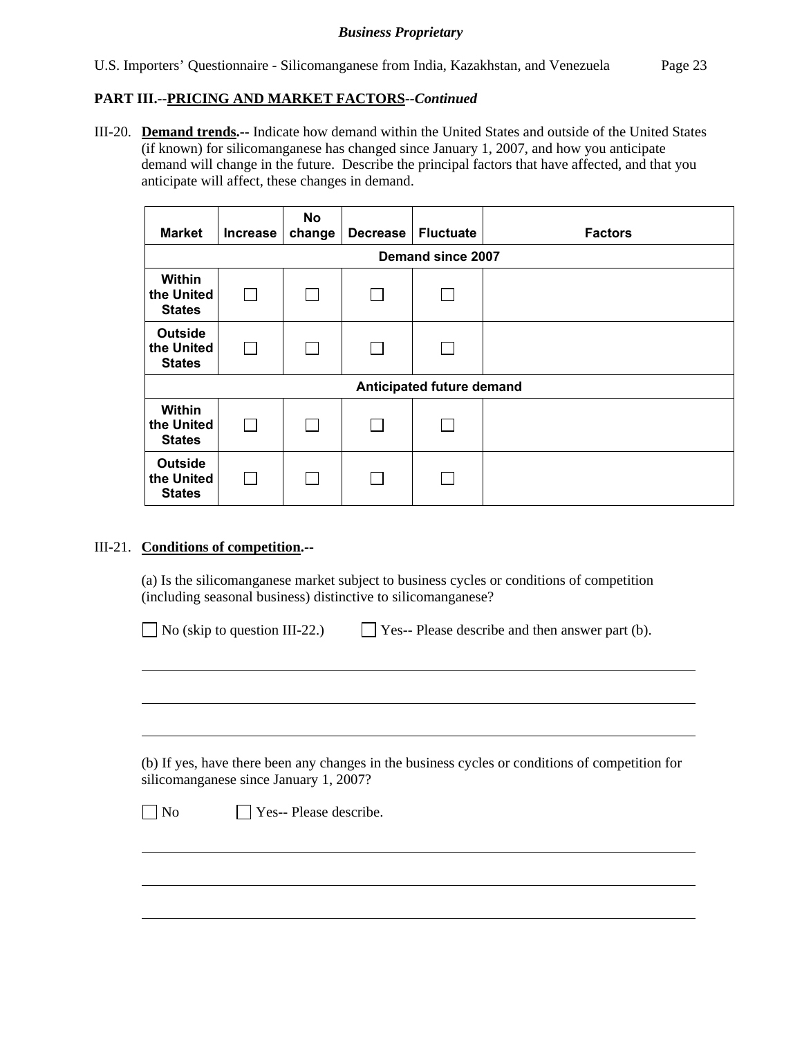**PART III.--PRICING AND MARKET FACTORS--*Continued***

III-20. **Demand trends.--** Indicate how demand within the United States and outside of the United States (if known) for silicomanganese has changed since January 1, 2007, and how you anticipate demand will change in the future. Describe the principal factors that have affected, and that you anticipate will affect, these changes in demand.

| Market | Increase | No change | Decrease | Fluctuate | Factors |
|---|---|---|---|---|---|
| **Demand since 2007** | | | | | |
| Within the United States | ☐ | ☐ | ☐ | ☐ | |
| Outside the United States | ☐ | ☐ | ☐ | ☐ | |
| **Anticipated future demand** | | | | | |
| Within the United States | ☐ | ☐ | ☐ | ☐ | |
| Outside the United States | ☐ | ☐ | ☐ | ☐ | |

III-21. **Conditions of competition.--**

(a) Is the silicomanganese market subject to business cycles or conditions of competition (including seasonal business) distinctive to silicomanganese?

☐ No (skip to question III-22.) ☐ Yes-- Please describe and then answer part (b).

_______________________________________________________________________________

_______________________________________________________________________________

_______________________________________________________________________________

(b) If yes, have there been any changes in the business cycles or conditions of competition for silicomanganese since January 1, 2007?

☐ No ☐ Yes-- Please describe.

_______________________________________________________________________________

_______________________________________________________________________________

_______________________________________________________________________________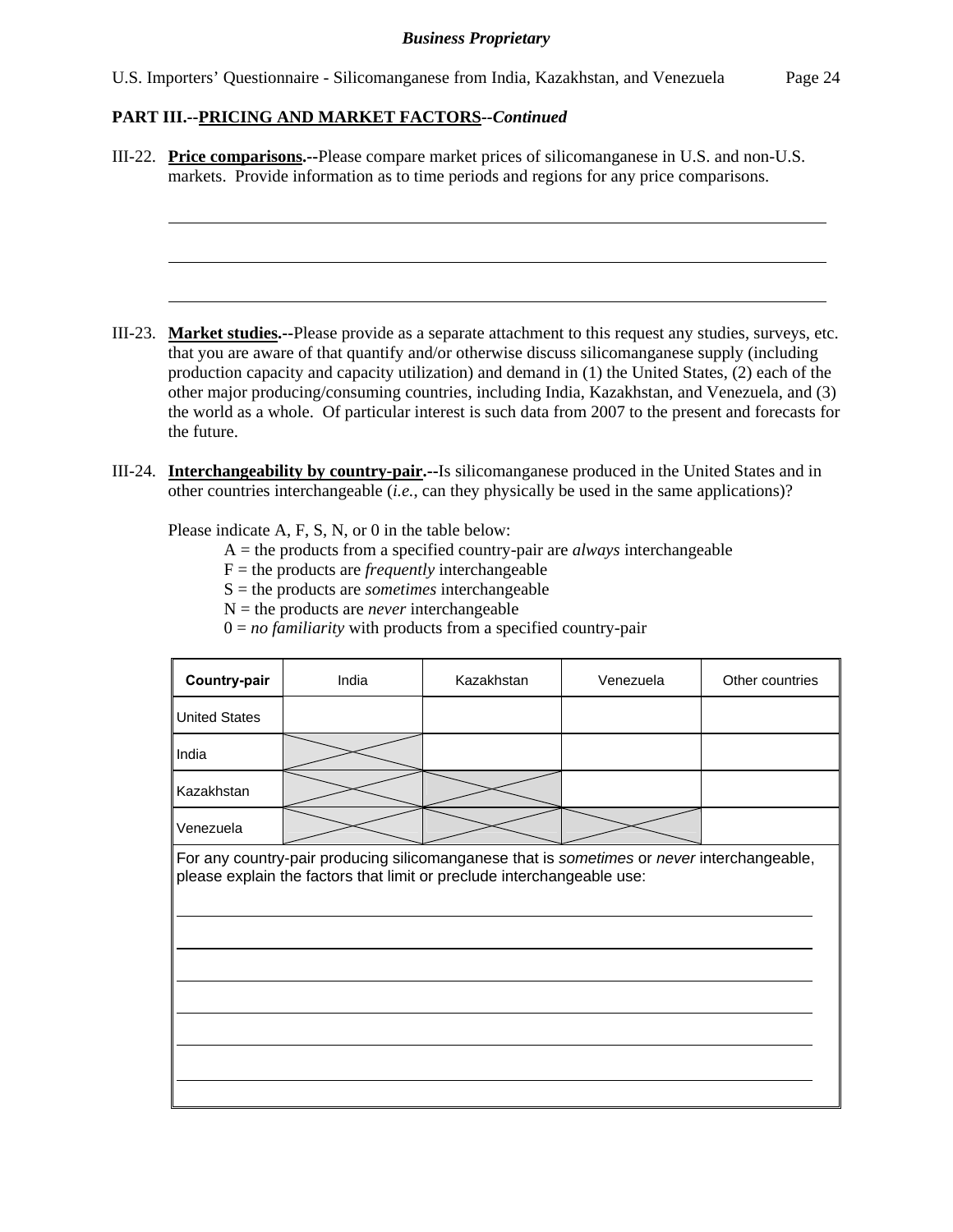**Business Proprietary**

U.S. Importers' Questionnaire - Silicomanganese from India, Kazakhstan, and Venezuela

**PART III.--PRICING AND MARKET FACTORS--*Continued***

III-22. **Price comparisons.--**Please compare market prices of silicomanganese in U.S. and non-U.S. markets. Provide information as to time periods and regions for any price comparisons.

______________________________________________________________________

______________________________________________________________________

______________________________________________________________________

III-23. **Market studies.--**Please provide as a separate attachment to this request any studies, surveys, etc. that you are aware of that quantify and/or otherwise discuss silicomanganese supply (including production capacity and capacity utilization) and demand in (1) the United States, (2) each of the other major producing/consuming countries, including India, Kazakhstan, and Venezuela, and (3) the world as a whole. Of particular interest is such data from 2007 to the present and forecasts for the future.

III-24. **Interchangeability by country-pair.--**Is silicomanganese produced in the United States and in other countries interchangeable (*i.e.*, can they physically be used in the same applications)?

Please indicate A, F, S, N, or 0 in the table below:

A = the products from a specified country-pair are *always* interchangeable
F = the products are *frequently* interchangeable
S = the products are *sometimes* interchangeable
N = the products are *never* interchangeable
0 = *no familiarity* with products from a specified country-pair

| **Country-pair** | India | Kazakhstan | Venezuela | Other countries |
|---|---|---|---|---|
| United States | | | | |
| India | X | | | |
| Kazakhstan | X | X | | |
| Venezuela | X | X | X | |

For any country-pair producing silicomanganese that is *sometimes* or *never* interchangeable, please explain the factors that limit or preclude interchangeable use:

______________________________________________________________________

______________________________________________________________________

______________________________________________________________________

______________________________________________________________________

______________________________________________________________________

______________________________________________________________________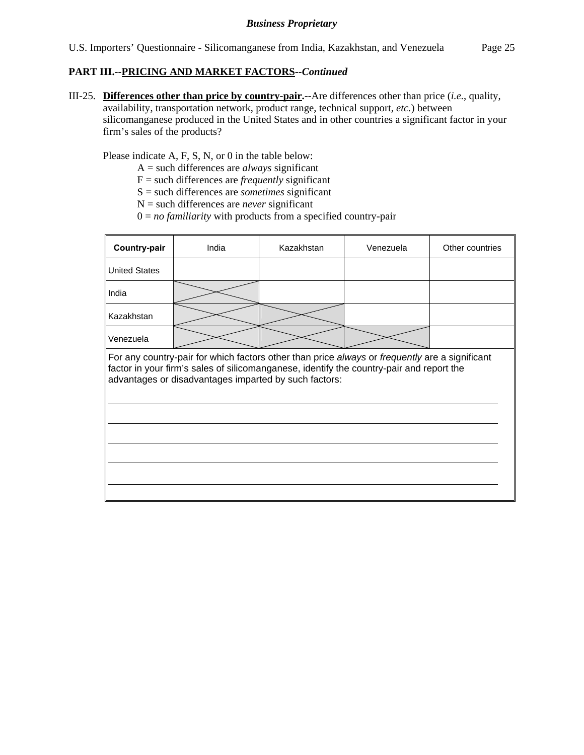**PART III.--PRICING AND MARKET FACTORS--*Continued***

III-25. **Differences other than price by country-pair.--**Are differences other than price (*i.e.*, quality, availability, transportation network, product range, technical support, *etc.*) between silicomanganese produced in the United States and in other countries a significant factor in your firm's sales of the products?

Please indicate A, F, S, N, or 0 in the table below:

A = such differences are *always* significant
F = such differences are *frequently* significant
S = such differences are *sometimes* significant
N = such differences are *never* significant
0 = *no familiarity* with products from a specified country-pair

| **Country-pair** | India | Kazakhstan | Venezuela | Other countries |
|---|---|---|---|---|
| United States | | | | |
| India | X | | | |
| Kazakhstan | X | X | | |
| Venezuela | X | X | X | |

For any country-pair for which factors other than price *always* or *frequently* are a significant factor in your firm's sales of silicomanganese, identify the country-pair and report the advantages or disadvantages imparted by such factors:

______________________________________________________________________________

______________________________________________________________________________

______________________________________________________________________________

______________________________________________________________________________

______________________________________________________________________________